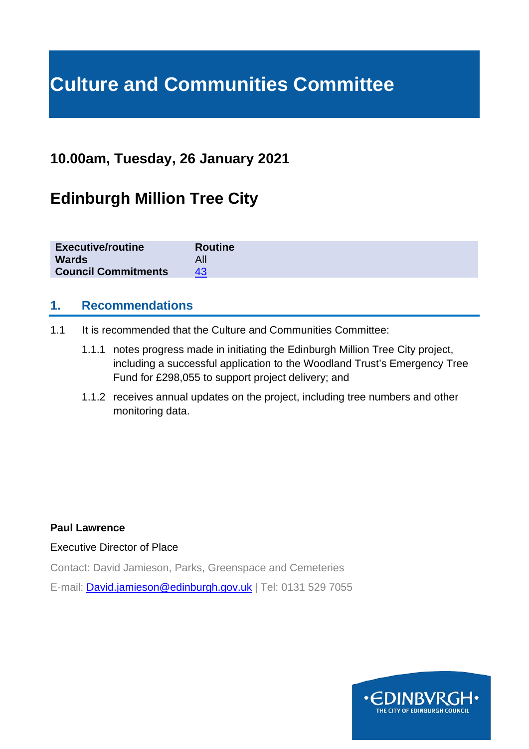# Culture and Communities Committee

## 10.00am, Tuesday, 26 January 2021

## Edinburgh Million Tree City

| | |
|---|---|
| **Executive/routine** | **Routine** |
| **Wards** | All |
| **Council Commitments** | 43 |

### 1. Recommendations

1.1 It is recommended that the Culture and Communities Committee:

1.1.1 notes progress made in initiating the Edinburgh Million Tree City project, including a successful application to the Woodland Trust's Emergency Tree Fund for £298,055 to support project delivery; and

1.1.2 receives annual updates on the project, including tree numbers and other monitoring data.

**Paul Lawrence**

Executive Director of Place

Contact: David Jamieson, Parks, Greenspace and Cemeteries

E-mail: David.jamieson@edinburgh.gov.uk | Tel: 0131 529 7055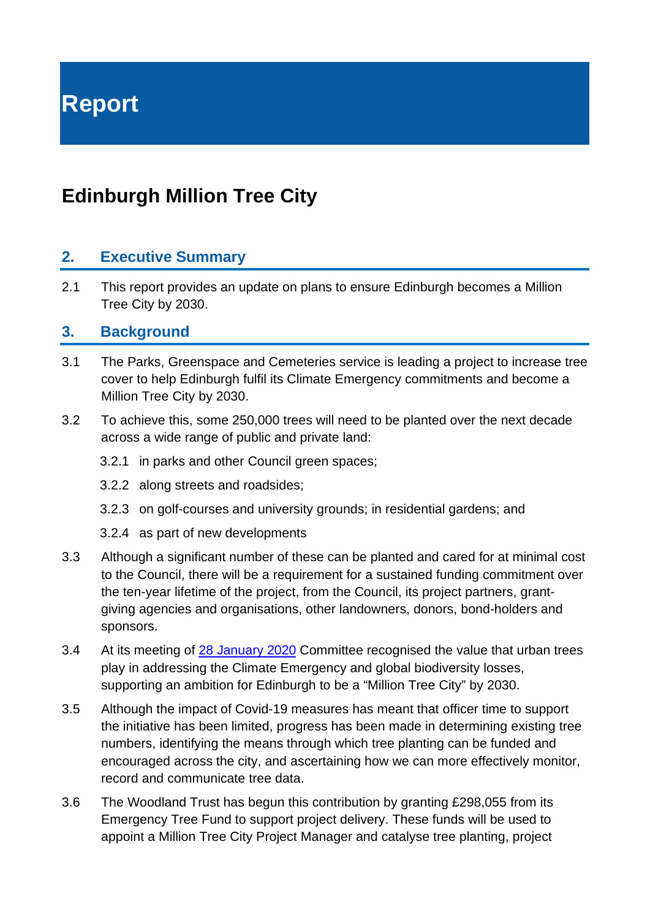# Report

## Edinburgh Million Tree City

### 2. Executive Summary

2.1 This report provides an update on plans to ensure Edinburgh becomes a Million Tree City by 2030.

### 3. Background

3.1 The Parks, Greenspace and Cemeteries service is leading a project to increase tree cover to help Edinburgh fulfil its Climate Emergency commitments and become a Million Tree City by 2030.

3.2 To achieve this, some 250,000 trees will need to be planted over the next decade across a wide range of public and private land:

3.2.1 in parks and other Council green spaces;

3.2.2 along streets and roadsides;

3.2.3 on golf-courses and university grounds; in residential gardens; and

3.2.4 as part of new developments

3.3 Although a significant number of these can be planted and cared for at minimal cost to the Council, there will be a requirement for a sustained funding commitment over the ten-year lifetime of the project, from the Council, its project partners, grant-giving agencies and organisations, other landowners, donors, bond-holders and sponsors.

3.4 At its meeting of [28 January 2020] Committee recognised the value that urban trees play in addressing the Climate Emergency and global biodiversity losses, supporting an ambition for Edinburgh to be a "Million Tree City" by 2030.

3.5 Although the impact of Covid-19 measures has meant that officer time to support the initiative has been limited, progress has been made in determining existing tree numbers, identifying the means through which tree planting can be funded and encouraged across the city, and ascertaining how we can more effectively monitor, record and communicate tree data.

3.6 The Woodland Trust has begun this contribution by granting £298,055 from its Emergency Tree Fund to support project delivery. These funds will be used to appoint a Million Tree City Project Manager and catalyse tree planting, project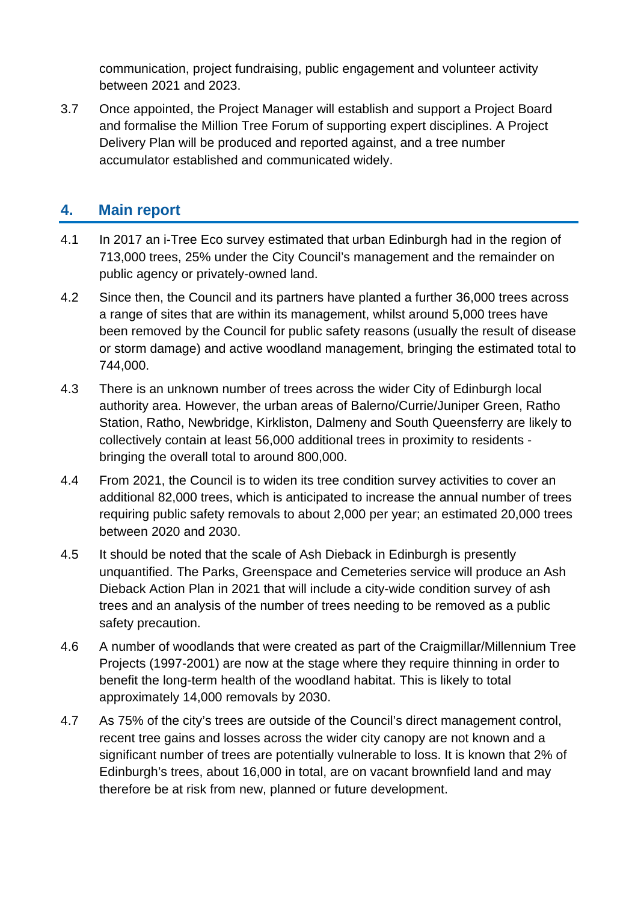communication, project fundraising, public engagement and volunteer activity between 2021 and 2023.

3.7 Once appointed, the Project Manager will establish and support a Project Board and formalise the Million Tree Forum of supporting expert disciplines. A Project Delivery Plan will be produced and reported against, and a tree number accumulator established and communicated widely.

## 4. Main report

4.1 In 2017 an i-Tree Eco survey estimated that urban Edinburgh had in the region of 713,000 trees, 25% under the City Council's management and the remainder on public agency or privately-owned land.

4.2 Since then, the Council and its partners have planted a further 36,000 trees across a range of sites that are within its management, whilst around 5,000 trees have been removed by the Council for public safety reasons (usually the result of disease or storm damage) and active woodland management, bringing the estimated total to 744,000.

4.3 There is an unknown number of trees across the wider City of Edinburgh local authority area. However, the urban areas of Balerno/Currie/Juniper Green, Ratho Station, Ratho, Newbridge, Kirkliston, Dalmeny and South Queensferry are likely to collectively contain at least 56,000 additional trees in proximity to residents - bringing the overall total to around 800,000.

4.4 From 2021, the Council is to widen its tree condition survey activities to cover an additional 82,000 trees, which is anticipated to increase the annual number of trees requiring public safety removals to about 2,000 per year; an estimated 20,000 trees between 2020 and 2030.

4.5 It should be noted that the scale of Ash Dieback in Edinburgh is presently unquantified. The Parks, Greenspace and Cemeteries service will produce an Ash Dieback Action Plan in 2021 that will include a city-wide condition survey of ash trees and an analysis of the number of trees needing to be removed as a public safety precaution.

4.6 A number of woodlands that were created as part of the Craigmillar/Millennium Tree Projects (1997-2001) are now at the stage where they require thinning in order to benefit the long-term health of the woodland habitat. This is likely to total approximately 14,000 removals by 2030.

4.7 As 75% of the city's trees are outside of the Council's direct management control, recent tree gains and losses across the wider city canopy are not known and a significant number of trees are potentially vulnerable to loss. It is known that 2% of Edinburgh's trees, about 16,000 in total, are on vacant brownfield land and may therefore be at risk from new, planned or future development.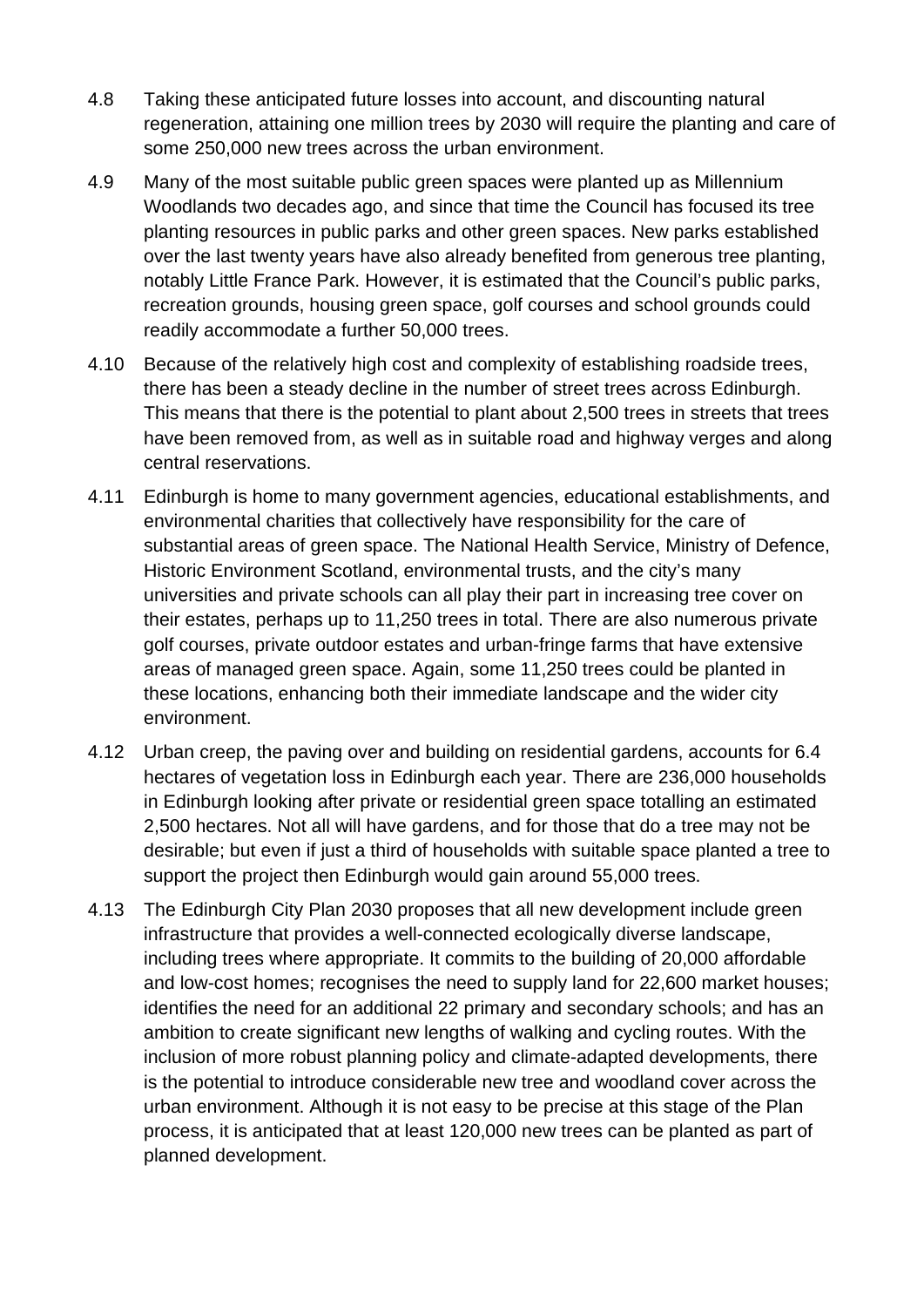4.8 Taking these anticipated future losses into account, and discounting natural regeneration, attaining one million trees by 2030 will require the planting and care of some 250,000 new trees across the urban environment.

4.9 Many of the most suitable public green spaces were planted up as Millennium Woodlands two decades ago, and since that time the Council has focused its tree planting resources in public parks and other green spaces. New parks established over the last twenty years have also already benefited from generous tree planting, notably Little France Park. However, it is estimated that the Council's public parks, recreation grounds, housing green space, golf courses and school grounds could readily accommodate a further 50,000 trees.

4.10 Because of the relatively high cost and complexity of establishing roadside trees, there has been a steady decline in the number of street trees across Edinburgh. This means that there is the potential to plant about 2,500 trees in streets that trees have been removed from, as well as in suitable road and highway verges and along central reservations.

4.11 Edinburgh is home to many government agencies, educational establishments, and environmental charities that collectively have responsibility for the care of substantial areas of green space. The National Health Service, Ministry of Defence, Historic Environment Scotland, environmental trusts, and the city's many universities and private schools can all play their part in increasing tree cover on their estates, perhaps up to 11,250 trees in total. There are also numerous private golf courses, private outdoor estates and urban-fringe farms that have extensive areas of managed green space. Again, some 11,250 trees could be planted in these locations, enhancing both their immediate landscape and the wider city environment.

4.12 Urban creep, the paving over and building on residential gardens, accounts for 6.4 hectares of vegetation loss in Edinburgh each year. There are 236,000 households in Edinburgh looking after private or residential green space totalling an estimated 2,500 hectares. Not all will have gardens, and for those that do a tree may not be desirable; but even if just a third of households with suitable space planted a tree to support the project then Edinburgh would gain around 55,000 trees.

4.13 The Edinburgh City Plan 2030 proposes that all new development include green infrastructure that provides a well-connected ecologically diverse landscape, including trees where appropriate. It commits to the building of 20,000 affordable and low-cost homes; recognises the need to supply land for 22,600 market houses; identifies the need for an additional 22 primary and secondary schools; and has an ambition to create significant new lengths of walking and cycling routes. With the inclusion of more robust planning policy and climate-adapted developments, there is the potential to introduce considerable new tree and woodland cover across the urban environment. Although it is not easy to be precise at this stage of the Plan process, it is anticipated that at least 120,000 new trees can be planted as part of planned development.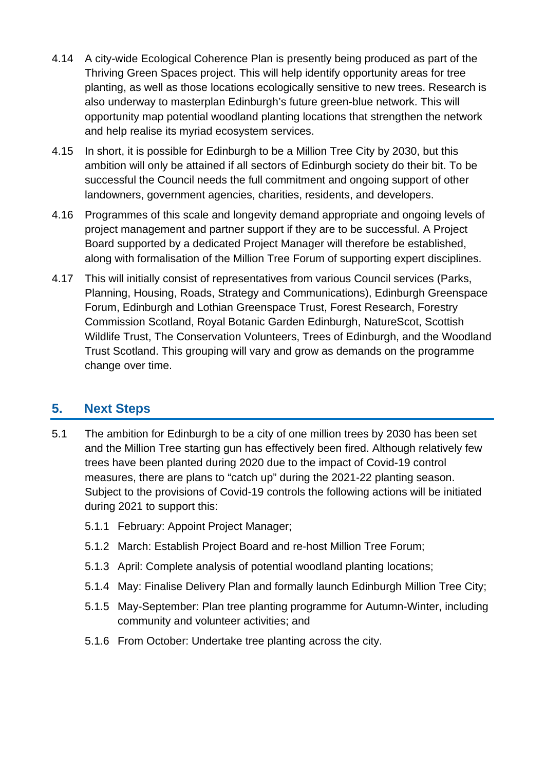4.14 A city-wide Ecological Coherence Plan is presently being produced as part of the Thriving Green Spaces project. This will help identify opportunity areas for tree planting, as well as those locations ecologically sensitive to new trees. Research is also underway to masterplan Edinburgh's future green-blue network. This will opportunity map potential woodland planting locations that strengthen the network and help realise its myriad ecosystem services.

4.15 In short, it is possible for Edinburgh to be a Million Tree City by 2030, but this ambition will only be attained if all sectors of Edinburgh society do their bit. To be successful the Council needs the full commitment and ongoing support of other landowners, government agencies, charities, residents, and developers.

4.16 Programmes of this scale and longevity demand appropriate and ongoing levels of project management and partner support if they are to be successful. A Project Board supported by a dedicated Project Manager will therefore be established, along with formalisation of the Million Tree Forum of supporting expert disciplines.

4.17 This will initially consist of representatives from various Council services (Parks, Planning, Housing, Roads, Strategy and Communications), Edinburgh Greenspace Forum, Edinburgh and Lothian Greenspace Trust, Forest Research, Forestry Commission Scotland, Royal Botanic Garden Edinburgh, NatureScot, Scottish Wildlife Trust, The Conservation Volunteers, Trees of Edinburgh, and the Woodland Trust Scotland. This grouping will vary and grow as demands on the programme change over time.

## 5. Next Steps

5.1 The ambition for Edinburgh to be a city of one million trees by 2030 has been set and the Million Tree starting gun has effectively been fired. Although relatively few trees have been planted during 2020 due to the impact of Covid-19 control measures, there are plans to "catch up" during the 2021-22 planting season. Subject to the provisions of Covid-19 controls the following actions will be initiated during 2021 to support this:

- 5.1.1 February: Appoint Project Manager;
- 5.1.2 March: Establish Project Board and re-host Million Tree Forum;
- 5.1.3 April: Complete analysis of potential woodland planting locations;
- 5.1.4 May: Finalise Delivery Plan and formally launch Edinburgh Million Tree City;
- 5.1.5 May-September: Plan tree planting programme for Autumn-Winter, including community and volunteer activities; and
- 5.1.6 From October: Undertake tree planting across the city.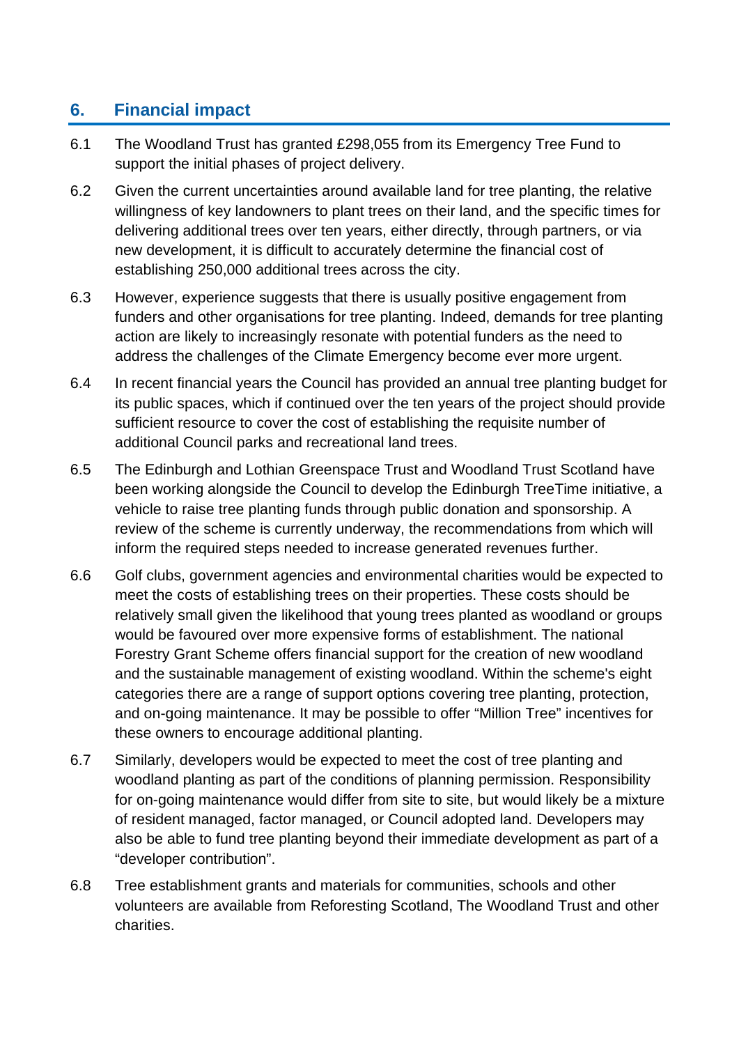## 6. Financial impact

6.1 The Woodland Trust has granted £298,055 from its Emergency Tree Fund to support the initial phases of project delivery.

6.2 Given the current uncertainties around available land for tree planting, the relative willingness of key landowners to plant trees on their land, and the specific times for delivering additional trees over ten years, either directly, through partners, or via new development, it is difficult to accurately determine the financial cost of establishing 250,000 additional trees across the city.

6.3 However, experience suggests that there is usually positive engagement from funders and other organisations for tree planting. Indeed, demands for tree planting action are likely to increasingly resonate with potential funders as the need to address the challenges of the Climate Emergency become ever more urgent.

6.4 In recent financial years the Council has provided an annual tree planting budget for its public spaces, which if continued over the ten years of the project should provide sufficient resource to cover the cost of establishing the requisite number of additional Council parks and recreational land trees.

6.5 The Edinburgh and Lothian Greenspace Trust and Woodland Trust Scotland have been working alongside the Council to develop the Edinburgh TreeTime initiative, a vehicle to raise tree planting funds through public donation and sponsorship. A review of the scheme is currently underway, the recommendations from which will inform the required steps needed to increase generated revenues further.

6.6 Golf clubs, government agencies and environmental charities would be expected to meet the costs of establishing trees on their properties. These costs should be relatively small given the likelihood that young trees planted as woodland or groups would be favoured over more expensive forms of establishment. The national Forestry Grant Scheme offers financial support for the creation of new woodland and the sustainable management of existing woodland. Within the scheme's eight categories there are a range of support options covering tree planting, protection, and on-going maintenance. It may be possible to offer "Million Tree" incentives for these owners to encourage additional planting.

6.7 Similarly, developers would be expected to meet the cost of tree planting and woodland planting as part of the conditions of planning permission. Responsibility for on-going maintenance would differ from site to site, but would likely be a mixture of resident managed, factor managed, or Council adopted land. Developers may also be able to fund tree planting beyond their immediate development as part of a "developer contribution".

6.8 Tree establishment grants and materials for communities, schools and other volunteers are available from Reforesting Scotland, The Woodland Trust and other charities.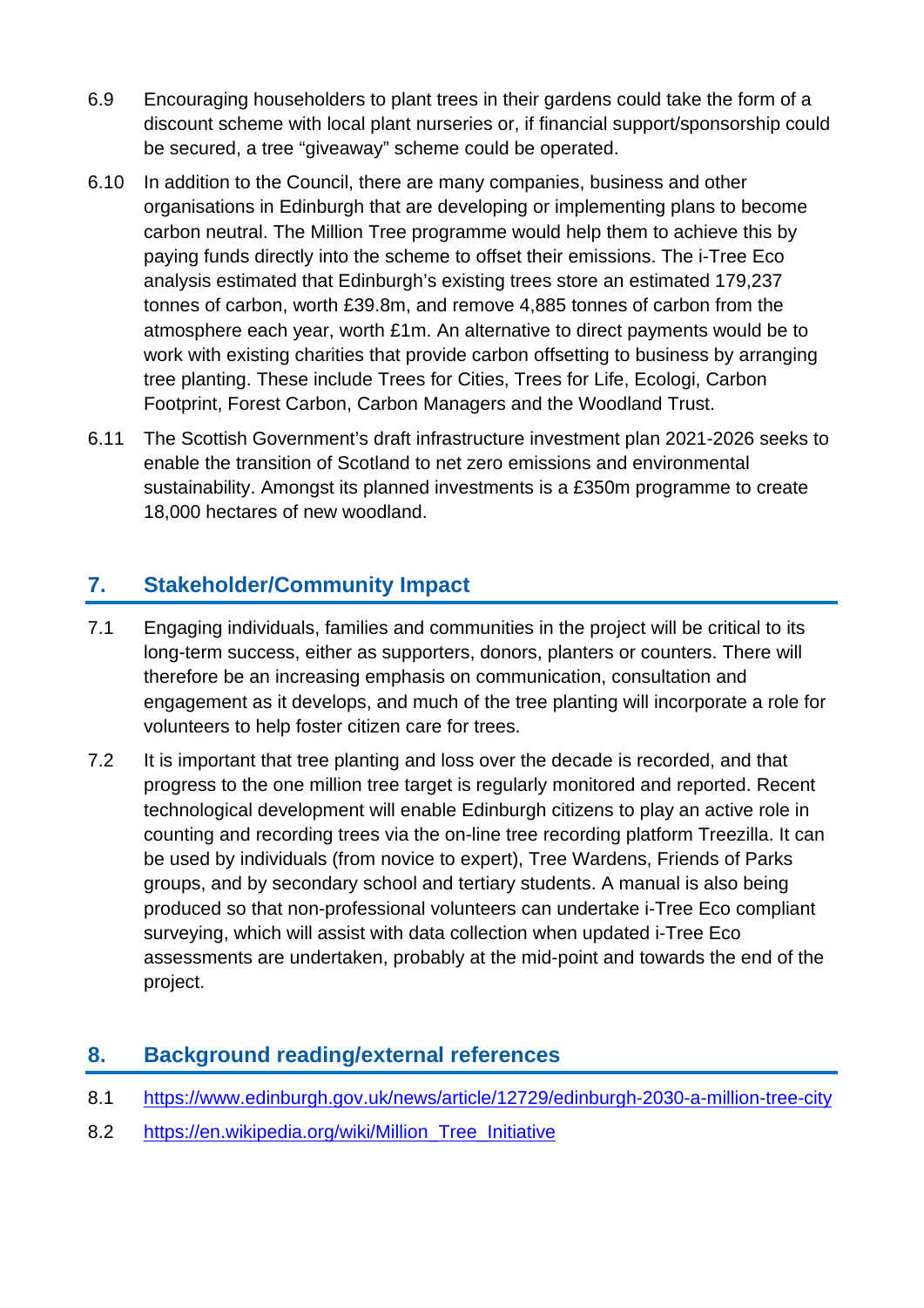6.9 Encouraging householders to plant trees in their gardens could take the form of a discount scheme with local plant nurseries or, if financial support/sponsorship could be secured, a tree "giveaway" scheme could be operated.

6.10 In addition to the Council, there are many companies, business and other organisations in Edinburgh that are developing or implementing plans to become carbon neutral. The Million Tree programme would help them to achieve this by paying funds directly into the scheme to offset their emissions. The i-Tree Eco analysis estimated that Edinburgh's existing trees store an estimated 179,237 tonnes of carbon, worth £39.8m, and remove 4,885 tonnes of carbon from the atmosphere each year, worth £1m. An alternative to direct payments would be to work with existing charities that provide carbon offsetting to business by arranging tree planting. These include Trees for Cities, Trees for Life, Ecologi, Carbon Footprint, Forest Carbon, Carbon Managers and the Woodland Trust.

6.11 The Scottish Government's draft infrastructure investment plan 2021-2026 seeks to enable the transition of Scotland to net zero emissions and environmental sustainability. Amongst its planned investments is a £350m programme to create 18,000 hectares of new woodland.

## 7. Stakeholder/Community Impact

7.1 Engaging individuals, families and communities in the project will be critical to its long-term success, either as supporters, donors, planters or counters. There will therefore be an increasing emphasis on communication, consultation and engagement as it develops, and much of the tree planting will incorporate a role for volunteers to help foster citizen care for trees.

7.2 It is important that tree planting and loss over the decade is recorded, and that progress to the one million tree target is regularly monitored and reported. Recent technological development will enable Edinburgh citizens to play an active role in counting and recording trees via the on-line tree recording platform Treezilla. It can be used by individuals (from novice to expert), Tree Wardens, Friends of Parks groups, and by secondary school and tertiary students. A manual is also being produced so that non-professional volunteers can undertake i-Tree Eco compliant surveying, which will assist with data collection when updated i-Tree Eco assessments are undertaken, probably at the mid-point and towards the end of the project.

## 8. Background reading/external references

8.1 https://www.edinburgh.gov.uk/news/article/12729/edinburgh-2030-a-million-tree-city

8.2 https://en.wikipedia.org/wiki/Million_Tree_Initiative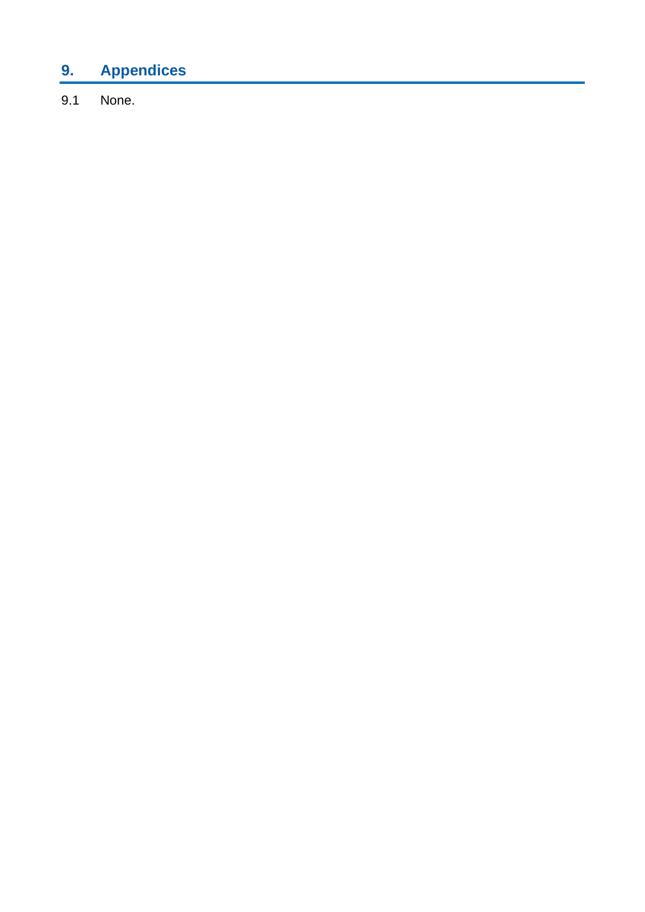## 9. Appendices

9.1 None.